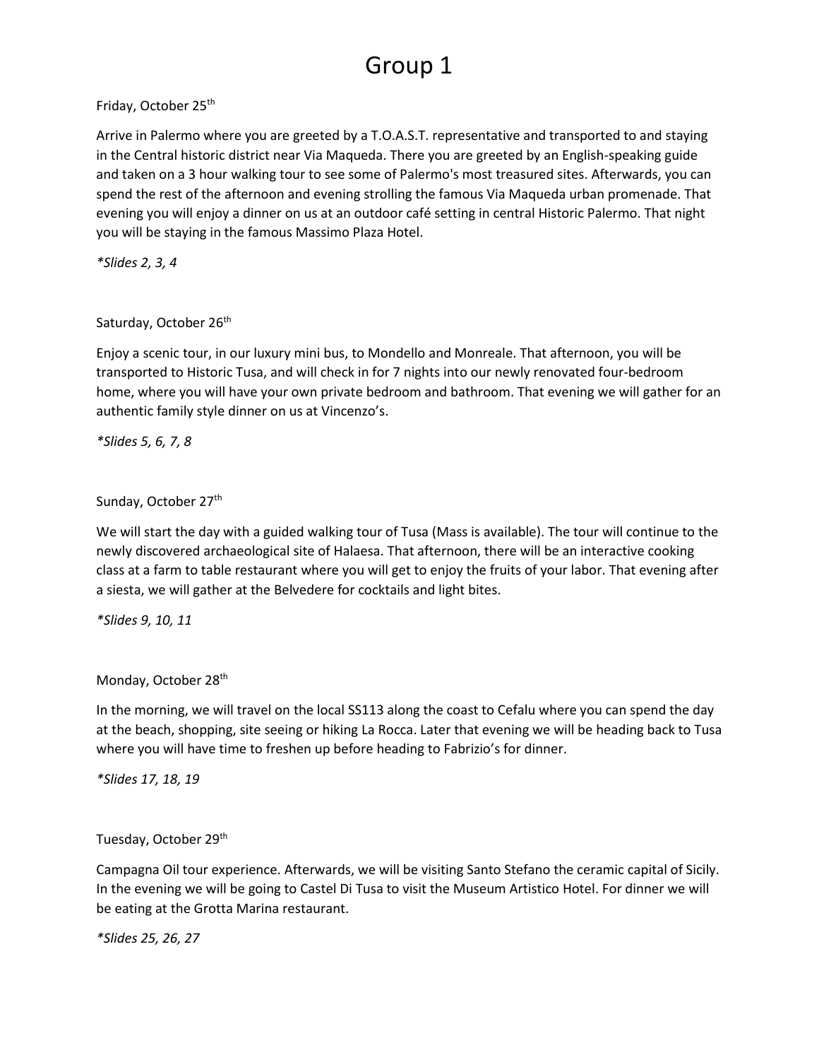# Group 1

Friday, October 25th

Arrive in Palermo where you are greeted by a T.O.A.S.T. representative and transported to and staying in the Central historic district near Via Maqueda. There you are greeted by an English-speaking guide and taken on a 3 hour walking tour to see some of Palermo's most treasured sites. Afterwards, you can spend the rest of the afternoon and evening strolling the famous Via Maqueda urban promenade. That evening you will enjoy a dinner on us at an outdoor café setting in central Historic Palermo. That night you will be staying in the famous Massimo Plaza Hotel.

*\*Slides 2, 3, 4*

Saturday, October 26th

Enjoy a scenic tour, in our luxury mini bus, to Mondello and Monreale. That afternoon, you will be transported to Historic Tusa, and will check in for 7 nights into our newly renovated four-bedroom home, where you will have your own private bedroom and bathroom. That evening we will gather for an authentic family style dinner on us at Vincenzo's.

*\*Slides 5, 6, 7, 8*

Sunday, October 27th

We will start the day with a guided walking tour of Tusa (Mass is available). The tour will continue to the newly discovered archaeological site of Halaesa. That afternoon, there will be an interactive cooking class at a farm to table restaurant where you will get to enjoy the fruits of your labor. That evening after a siesta, we will gather at the Belvedere for cocktails and light bites.

*\*Slides 9, 10, 11*

Monday, October 28th

In the morning, we will travel on the local SS113 along the coast to Cefalu where you can spend the day at the beach, shopping, site seeing or hiking La Rocca. Later that evening we will be heading back to Tusa where you will have time to freshen up before heading to Fabrizio's for dinner.

*\*Slides 17, 18, 19*

Tuesday, October 29th

Campagna Oil tour experience. Afterwards, we will be visiting Santo Stefano the ceramic capital of Sicily. In the evening we will be going to Castel Di Tusa to visit the Museum Artistico Hotel. For dinner we will be eating at the Grotta Marina restaurant.

*\*Slides 25, 26, 27*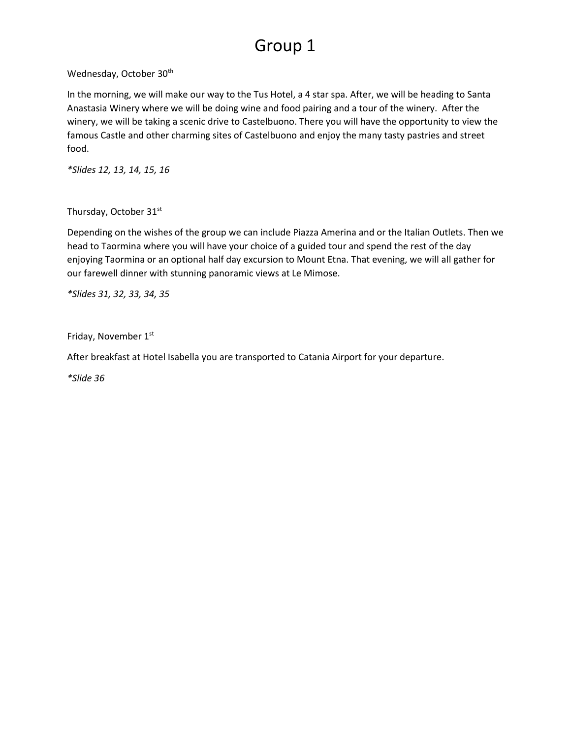# Group 1

Wednesday, October 30th

In the morning, we will make our way to the Tus Hotel, a 4 star spa. After, we will be heading to Santa Anastasia Winery where we will be doing wine and food pairing and a tour of the winery. After the winery, we will be taking a scenic drive to Castelbuono. There you will have the opportunity to view the famous Castle and other charming sites of Castelbuono and enjoy the many tasty pastries and street food.

*\*Slides 12, 13, 14, 15, 16*

Thursday, October 31st

Depending on the wishes of the group we can include Piazza Amerina and or the Italian Outlets. Then we head to Taormina where you will have your choice of a guided tour and spend the rest of the day enjoying Taormina or an optional half day excursion to Mount Etna. That evening, we will all gather for our farewell dinner with stunning panoramic views at Le Mimose.

*\*Slides 31, 32, 33, 34, 35*

Friday, November 1st

After breakfast at Hotel Isabella you are transported to Catania Airport for your departure.

*\*Slide 36*